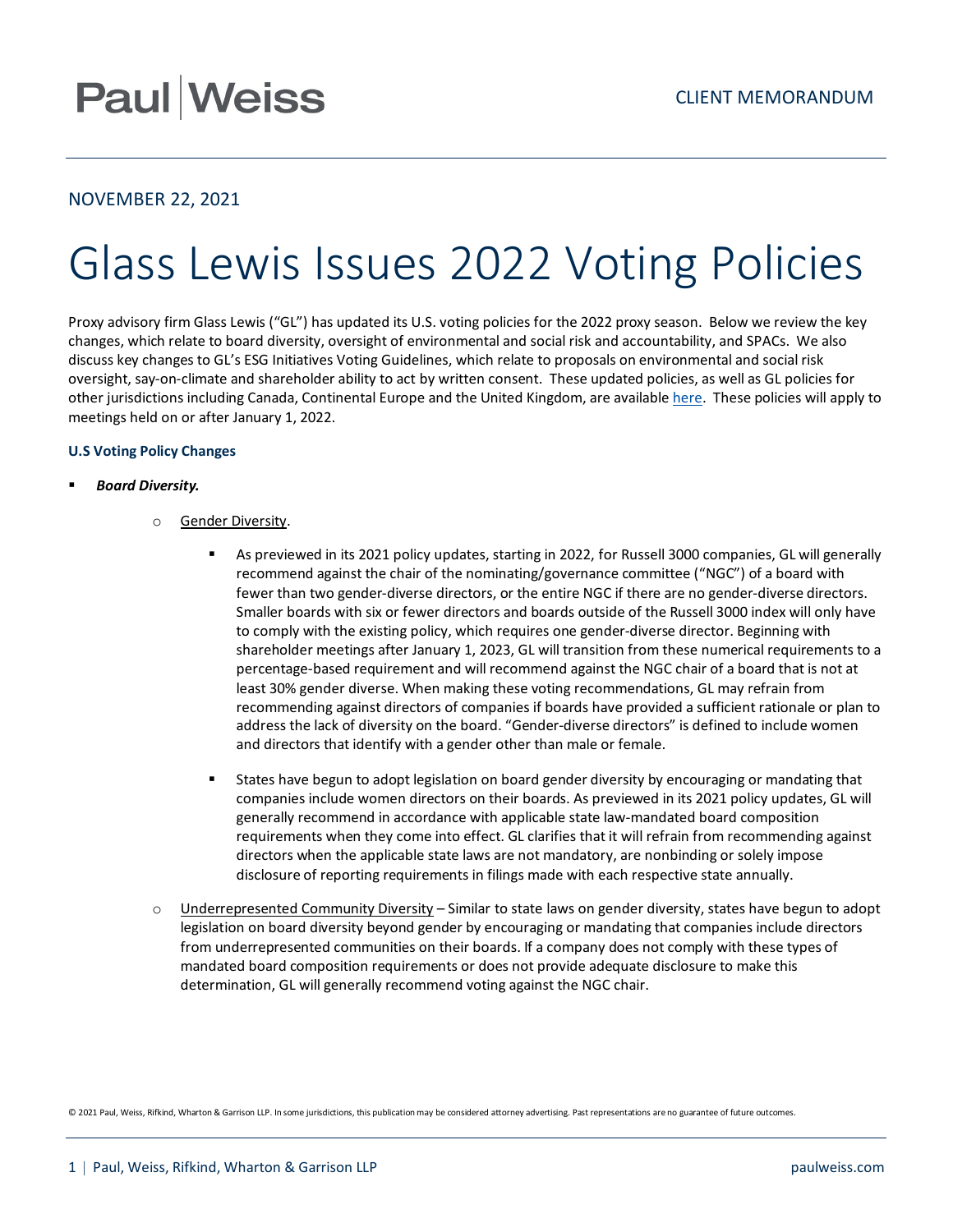Paul|Weiss

CLIENT MEMORANDUM

NOVEMBER 22, 2021

# Glass Lewis Issues 2022 Voting Policies

Proxy advisory firm Glass Lewis ("GL") has updated its U.S. voting policies for the 2022 proxy season. Below we review the key changes, which relate to board diversity, oversight of environmental and social risk and accountability, and SPACs. We also discuss key changes to GL's ESG Initiatives Voting Guidelines, which relate to proposals on environmental and social risk oversight, say-on-climate and shareholder ability to act by written consent. These updated policies, as well as GL policies for other jurisdictions including Canada, Continental Europe and the United Kingdom, are available here. These policies will apply to meetings held on or after January 1, 2022.

**U.S Voting Policy Changes**

- ***Board Diversity.***
  - Gender Diversity.
    - As previewed in its 2021 policy updates, starting in 2022, for Russell 3000 companies, GL will generally recommend against the chair of the nominating/governance committee ("NGC") of a board with fewer than two gender-diverse directors, or the entire NGC if there are no gender-diverse directors. Smaller boards with six or fewer directors and boards outside of the Russell 3000 index will only have to comply with the existing policy, which requires one gender-diverse director. Beginning with shareholder meetings after January 1, 2023, GL will transition from these numerical requirements to a percentage-based requirement and will recommend against the NGC chair of a board that is not at least 30% gender diverse. When making these voting recommendations, GL may refrain from recommending against directors of companies if boards have provided a sufficient rationale or plan to address the lack of diversity on the board. "Gender-diverse directors" is defined to include women and directors that identify with a gender other than male or female.
    - States have begun to adopt legislation on board gender diversity by encouraging or mandating that companies include women directors on their boards. As previewed in its 2021 policy updates, GL will generally recommend in accordance with applicable state law-mandated board composition requirements when they come into effect. GL clarifies that it will refrain from recommending against directors when the applicable state laws are not mandatory, are nonbinding or solely impose disclosure of reporting requirements in filings made with each respective state annually.
  - Underrepresented Community Diversity – Similar to state laws on gender diversity, states have begun to adopt legislation on board diversity beyond gender by encouraging or mandating that companies include directors from underrepresented communities on their boards. If a company does not comply with these types of mandated board composition requirements or does not provide adequate disclosure to make this determination, GL will generally recommend voting against the NGC chair.

© 2021 Paul, Weiss, Rifkind, Wharton & Garrison LLP. In some jurisdictions, this publication may be considered attorney advertising. Past representations are no guarantee of future outcomes.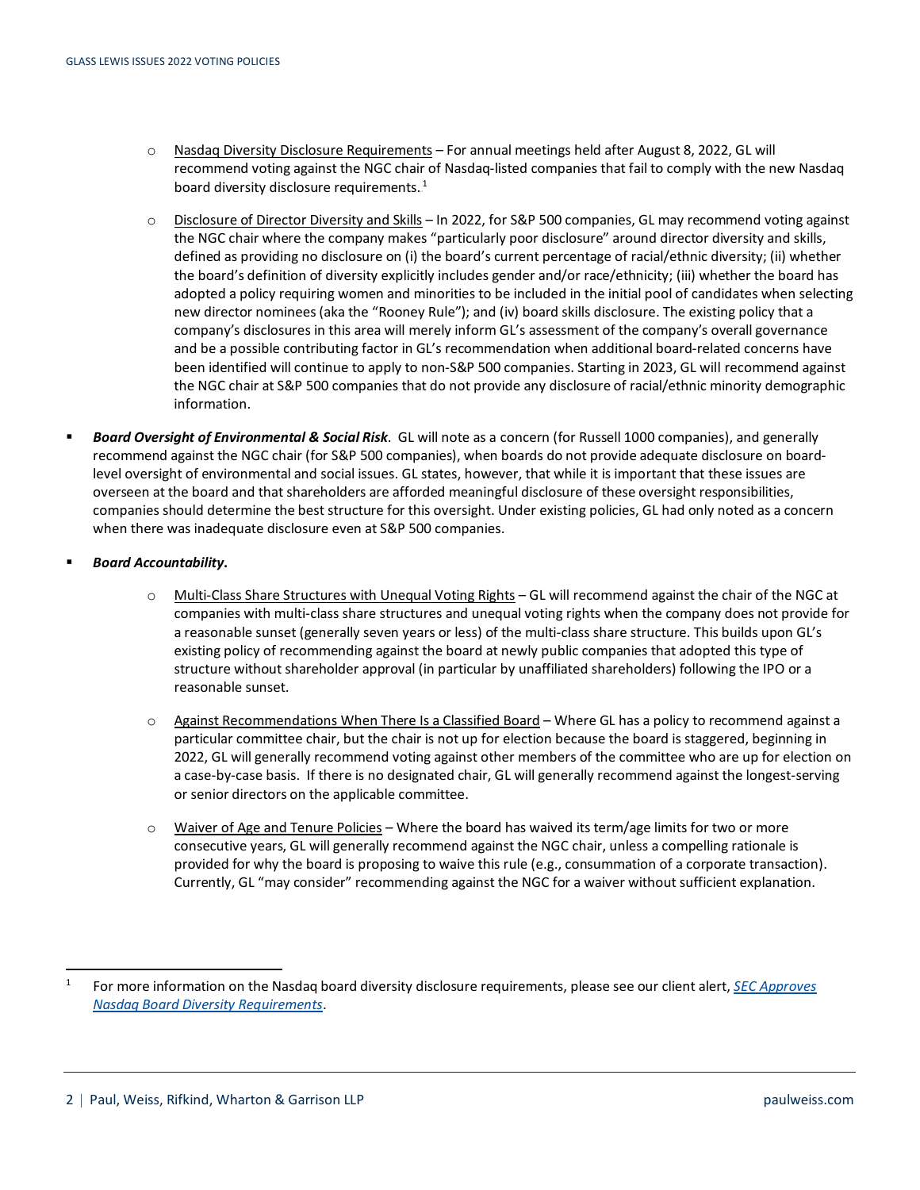- Nasdaq Diversity Disclosure Requirements – For annual meetings held after August 8, 2022, GL will recommend voting against the NGC chair of Nasdaq-listed companies that fail to comply with the new Nasdaq board diversity disclosure requirements.[1]

- Disclosure of Director Diversity and Skills – In 2022, for S&P 500 companies, GL may recommend voting against the NGC chair where the company makes "particularly poor disclosure" around director diversity and skills, defined as providing no disclosure on (i) the board's current percentage of racial/ethnic diversity; (ii) whether the board's definition of diversity explicitly includes gender and/or race/ethnicity; (iii) whether the board has adopted a policy requiring women and minorities to be included in the initial pool of candidates when selecting new director nominees (aka the "Rooney Rule"); and (iv) board skills disclosure. The existing policy that a company's disclosures in this area will merely inform GL's assessment of the company's overall governance and be a possible contributing factor in GL's recommendation when additional board-related concerns have been identified will continue to apply to non-S&P 500 companies. Starting in 2023, GL will recommend against the NGC chair at S&P 500 companies that do not provide any disclosure of racial/ethnic minority demographic information.

- ***Board Oversight of Environmental & Social Risk***. GL will note as a concern (for Russell 1000 companies), and generally recommend against the NGC chair (for S&P 500 companies), when boards do not provide adequate disclosure on board-level oversight of environmental and social issues. GL states, however, that while it is important that these issues are overseen at the board and that shareholders are afforded meaningful disclosure of these oversight responsibilities, companies should determine the best structure for this oversight. Under existing policies, GL had only noted as a concern when there was inadequate disclosure even at S&P 500 companies.

- ***Board Accountability***.
  - Multi-Class Share Structures with Unequal Voting Rights – GL will recommend against the chair of the NGC at companies with multi-class share structures and unequal voting rights when the company does not provide for a reasonable sunset (generally seven years or less) of the multi-class share structure. This builds upon GL's existing policy of recommending against the board at newly public companies that adopted this type of structure without shareholder approval (in particular by unaffiliated shareholders) following the IPO or a reasonable sunset.
  - Against Recommendations When There Is a Classified Board – Where GL has a policy to recommend against a particular committee chair, but the chair is not up for election because the board is staggered, beginning in 2022, GL will generally recommend voting against other members of the committee who are up for election on a case-by-case basis. If there is no designated chair, GL will generally recommend against the longest-serving or senior directors on the applicable committee.
  - Waiver of Age and Tenure Policies – Where the board has waived its term/age limits for two or more consecutive years, GL will generally recommend against the NGC chair, unless a compelling rationale is provided for why the board is proposing to waive this rule (e.g., consummation of a corporate transaction). Currently, GL "may consider" recommending against the NGC for a waiver without sufficient explanation.

---

[1] For more information on the Nasdaq board diversity disclosure requirements, please see our client alert, *SEC Approves Nasdaq Board Diversity Requirements*.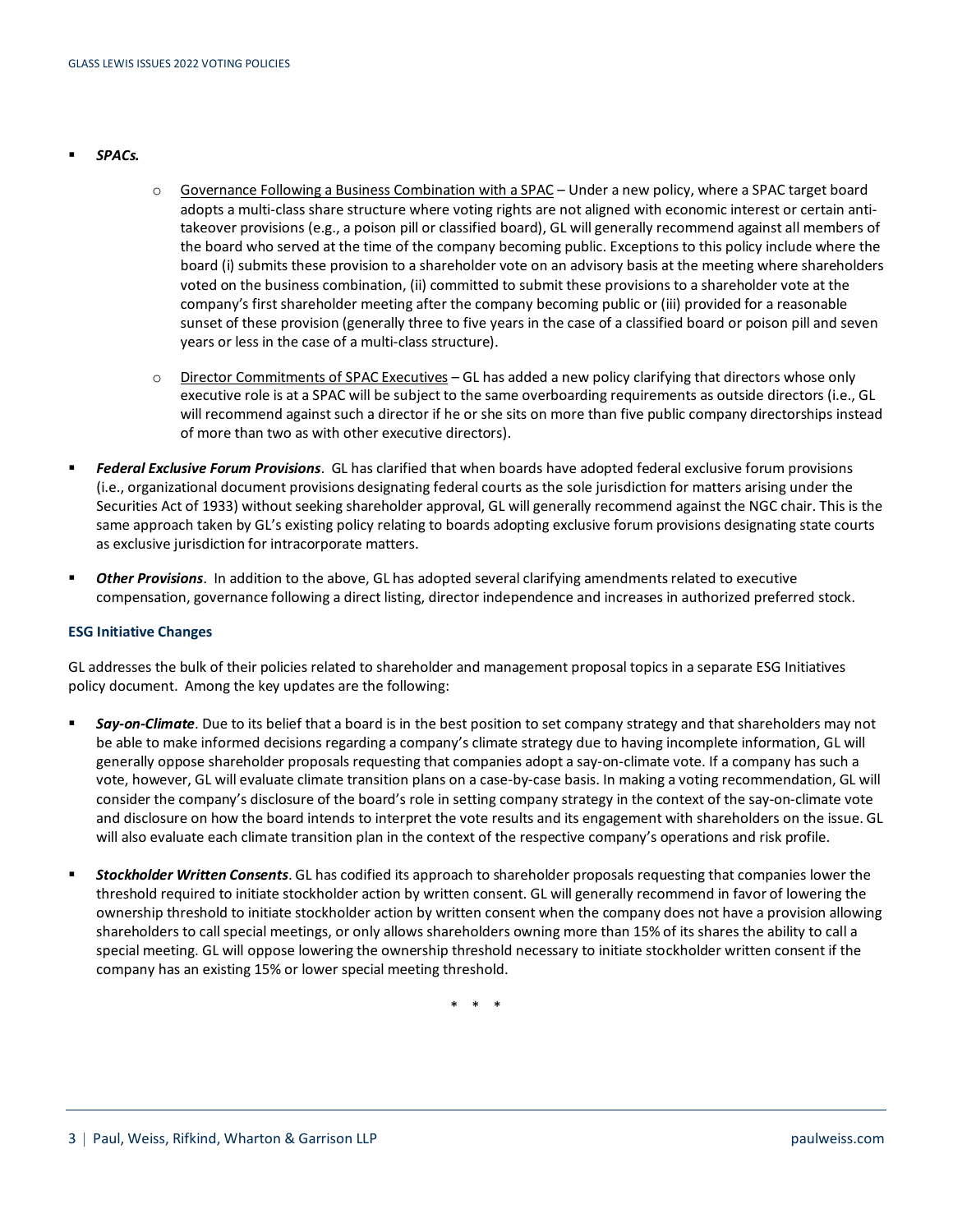- ***SPACs.***

    - Governance Following a Business Combination with a SPAC – Under a new policy, where a SPAC target board adopts a multi-class share structure where voting rights are not aligned with economic interest or certain anti-takeover provisions (e.g., a poison pill or classified board), GL will generally recommend against all members of the board who served at the time of the company becoming public. Exceptions to this policy include where the board (i) submits these provision to a shareholder vote on an advisory basis at the meeting where shareholders voted on the business combination, (ii) committed to submit these provisions to a shareholder vote at the company's first shareholder meeting after the company becoming public or (iii) provided for a reasonable sunset of these provision (generally three to five years in the case of a classified board or poison pill and seven years or less in the case of a multi-class structure).

    - Director Commitments of SPAC Executives – GL has added a new policy clarifying that directors whose only executive role is at a SPAC will be subject to the same overboarding requirements as outside directors (i.e., GL will recommend against such a director if he or she sits on more than five public company directorships instead of more than two as with other executive directors).

- ***Federal Exclusive Forum Provisions***. GL has clarified that when boards have adopted federal exclusive forum provisions (i.e., organizational document provisions designating federal courts as the sole jurisdiction for matters arising under the Securities Act of 1933) without seeking shareholder approval, GL will generally recommend against the NGC chair. This is the same approach taken by GL's existing policy relating to boards adopting exclusive forum provisions designating state courts as exclusive jurisdiction for intracorporate matters.

- ***Other Provisions***. In addition to the above, GL has adopted several clarifying amendments related to executive compensation, governance following a direct listing, director independence and increases in authorized preferred stock.

**ESG Initiative Changes**

GL addresses the bulk of their policies related to shareholder and management proposal topics in a separate ESG Initiatives policy document. Among the key updates are the following:

- ***Say-on-Climate***. Due to its belief that a board is in the best position to set company strategy and that shareholders may not be able to make informed decisions regarding a company's climate strategy due to having incomplete information, GL will generally oppose shareholder proposals requesting that companies adopt a say-on-climate vote. If a company has such a vote, however, GL will evaluate climate transition plans on a case-by-case basis. In making a voting recommendation, GL will consider the company's disclosure of the board's role in setting company strategy in the context of the say-on-climate vote and disclosure on how the board intends to interpret the vote results and its engagement with shareholders on the issue. GL will also evaluate each climate transition plan in the context of the respective company's operations and risk profile.

- ***Stockholder Written Consents***. GL has codified its approach to shareholder proposals requesting that companies lower the threshold required to initiate stockholder action by written consent. GL will generally recommend in favor of lowering the ownership threshold to initiate stockholder action by written consent when the company does not have a provision allowing shareholders to call special meetings, or only allows shareholders owning more than 15% of its shares the ability to call a special meeting. GL will oppose lowering the ownership threshold necessary to initiate stockholder written consent if the company has an existing 15% or lower special meeting threshold.

\* \* \*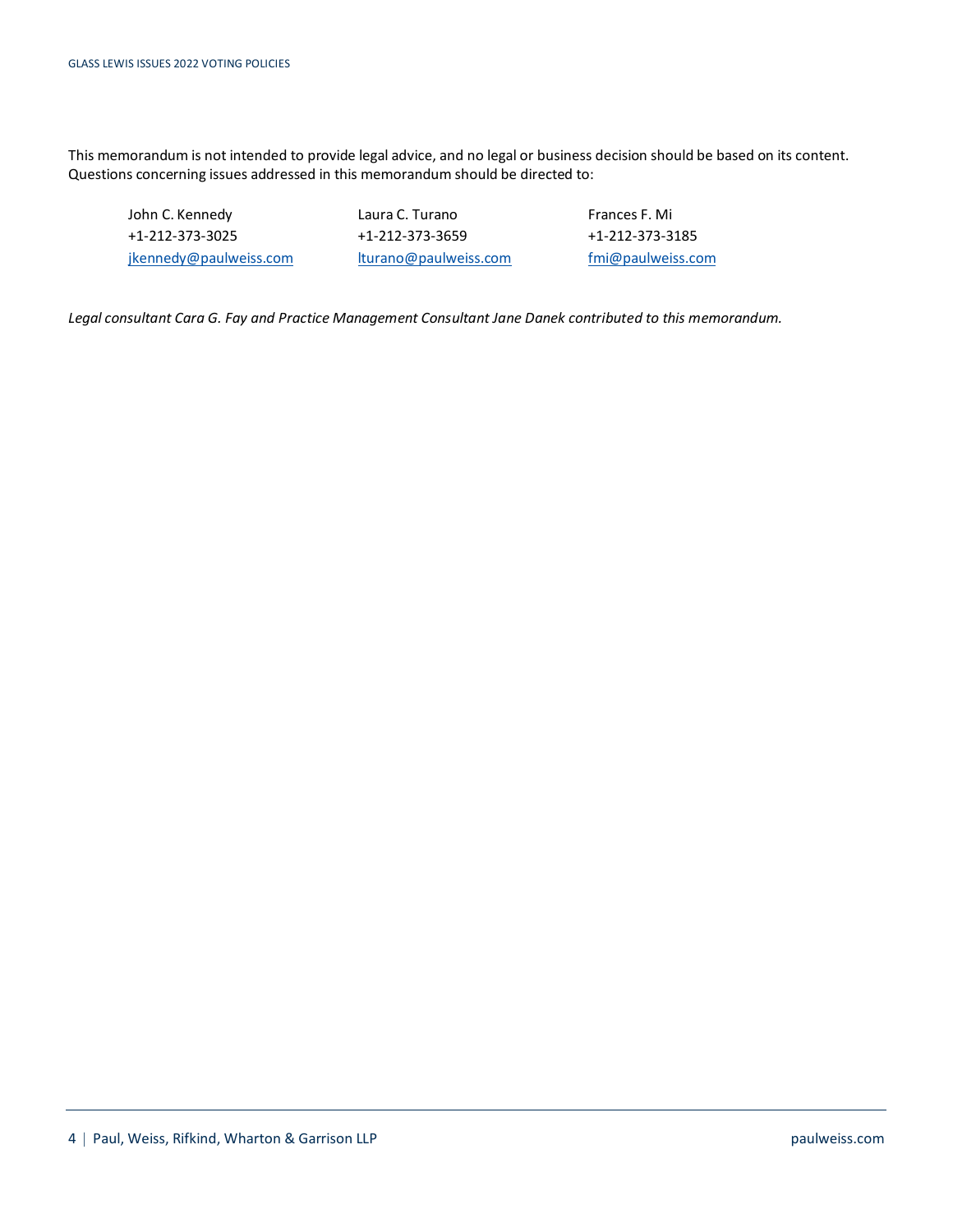This memorandum is not intended to provide legal advice, and no legal or business decision should be based on its content. Questions concerning issues addressed in this memorandum should be directed to:

| | | |
|---|---|---|
| John C. Kennedy | Laura C. Turano | Frances F. Mi |
| +1-212-373-3025 | +1-212-373-3659 | +1-212-373-3185 |
| jkennedy@paulweiss.com | lturano@paulweiss.com | fmi@paulweiss.com |

*Legal consultant Cara G. Fay and Practice Management Consultant Jane Danek contributed to this memorandum.*